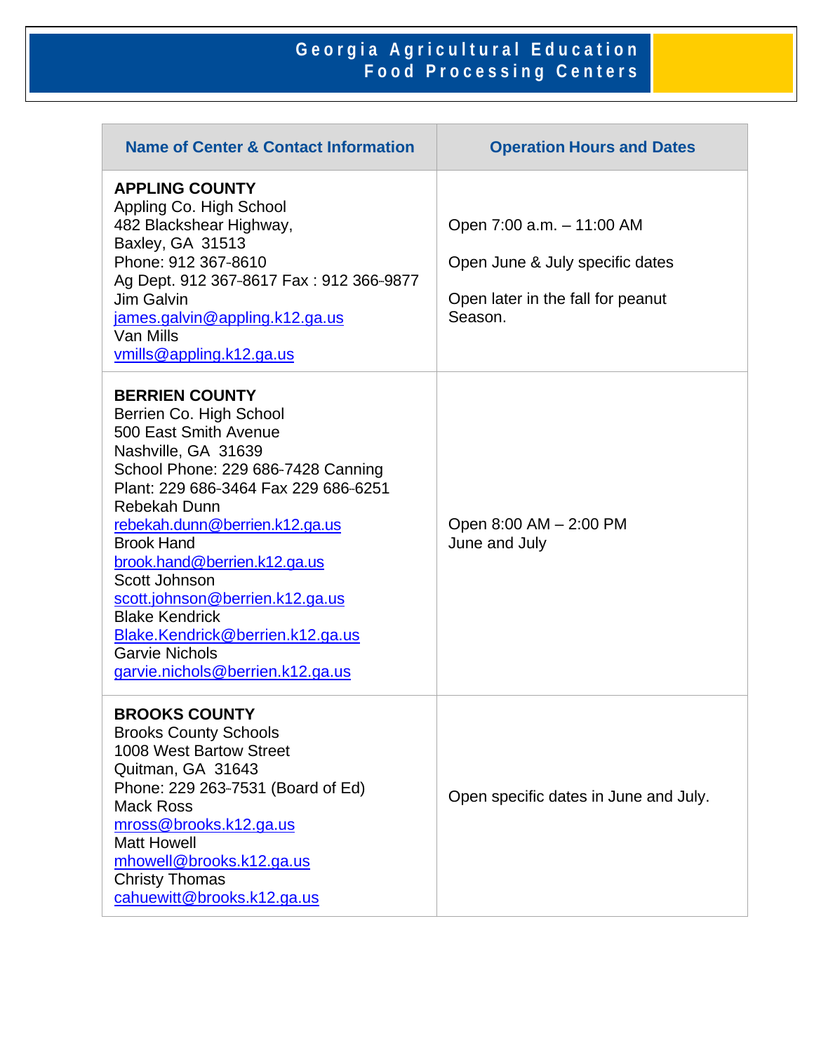# Georgia Agricultural Education Food Processing Centers

| Name of Center & Contact Information | Operation Hours and Dates |
|---|---|
| **APPLING COUNTY**<br>Appling Co. High School<br>482 Blackshear Highway,<br>Baxley, GA 31513<br>Phone: 912 367-8610<br>Ag Dept. 912 367-8617 Fax : 912 366-9877<br>Jim Galvin<br>james.galvin@appling.k12.ga.us<br>Van Mills<br>vmills@appling.k12.ga.us | Open 7:00 a.m. – 11:00 AM<br><br>Open June & July specific dates<br><br>Open later in the fall for peanut Season. |
| **BERRIEN COUNTY**<br>Berrien Co. High School<br>500 East Smith Avenue<br>Nashville, GA 31639<br>School Phone: 229 686-7428 Canning Plant: 229 686-3464 Fax 229 686-6251<br>Rebekah Dunn<br>rebekah.dunn@berrien.k12.ga.us<br>Brook Hand<br>brook.hand@berrien.k12.ga.us<br>Scott Johnson<br>scott.johnson@berrien.k12.ga.us<br>Blake Kendrick<br>Blake.Kendrick@berrien.k12.ga.us<br>Garvie Nichols<br>garvie.nichols@berrien.k12.ga.us | Open 8:00 AM – 2:00 PM<br>June and July |
| **BROOKS COUNTY**<br>Brooks County Schools<br>1008 West Bartow Street<br>Quitman, GA 31643<br>Phone: 229 263-7531 (Board of Ed)<br>Mack Ross<br>mross@brooks.k12.ga.us<br>Matt Howell<br>mhowell@brooks.k12.ga.us<br>Christy Thomas<br>cahuewitt@brooks.k12.ga.us | Open specific dates in June and July. |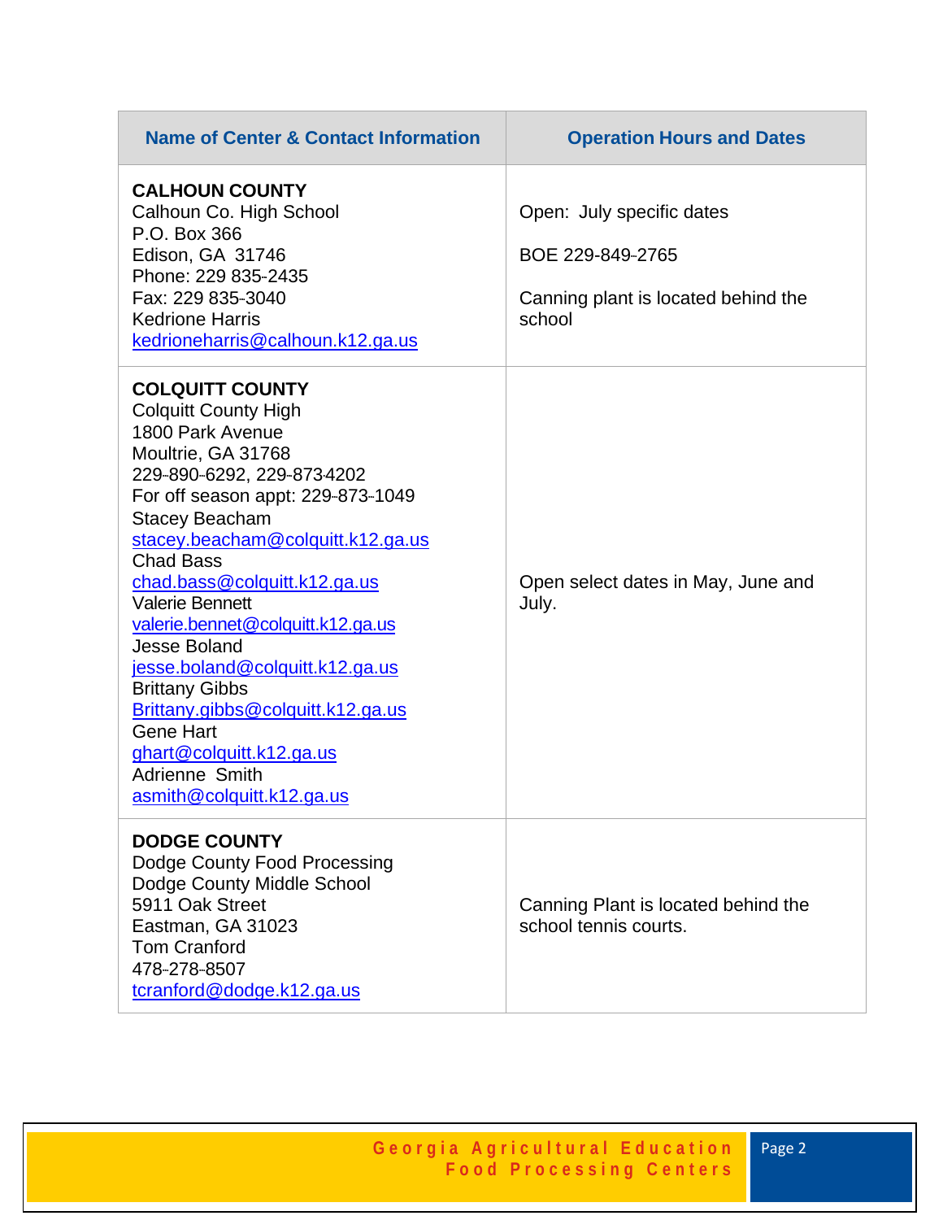| Name of Center & Contact Information | Operation Hours and Dates |
|---|---|
| **CALHOUN COUNTY**<br>Calhoun Co. High School<br>P.O. Box 366<br>Edison, GA 31746<br>Phone: 229 835-2435<br>Fax: 229 835-3040<br>Kedrione Harris<br>kedrioneharris@calhoun.k12.ga.us | Open: July specific dates<br><br>BOE 229-849-2765<br><br>Canning plant is located behind the school |
| **COLQUITT COUNTY**<br>Colquitt County High<br>1800 Park Avenue<br>Moultrie, GA 31768<br>229-890-6292, 229-873-4202<br>For off season appt: 229-873-1049<br>Stacey Beacham<br>stacey.beacham@colquitt.k12.ga.us<br>Chad Bass<br>chad.bass@colquitt.k12.ga.us<br>Valerie Bennett<br>valerie.bennet@colquitt.k12.ga.us<br>Jesse Boland<br>jesse.boland@colquitt.k12.ga.us<br>Brittany Gibbs<br>Brittany.gibbs@colquitt.k12.ga.us<br>Gene Hart<br>ghart@colquitt.k12.ga.us<br>Adrienne Smith<br>asmith@colquitt.k12.ga.us | Open select dates in May, June and July. |
| **DODGE COUNTY**<br>Dodge County Food Processing<br>Dodge County Middle School<br>5911 Oak Street<br>Eastman, GA 31023<br>Tom Cranford<br>478-278-8507<br>tcranford@dodge.k12.ga.us | Canning Plant is located behind the school tennis courts. |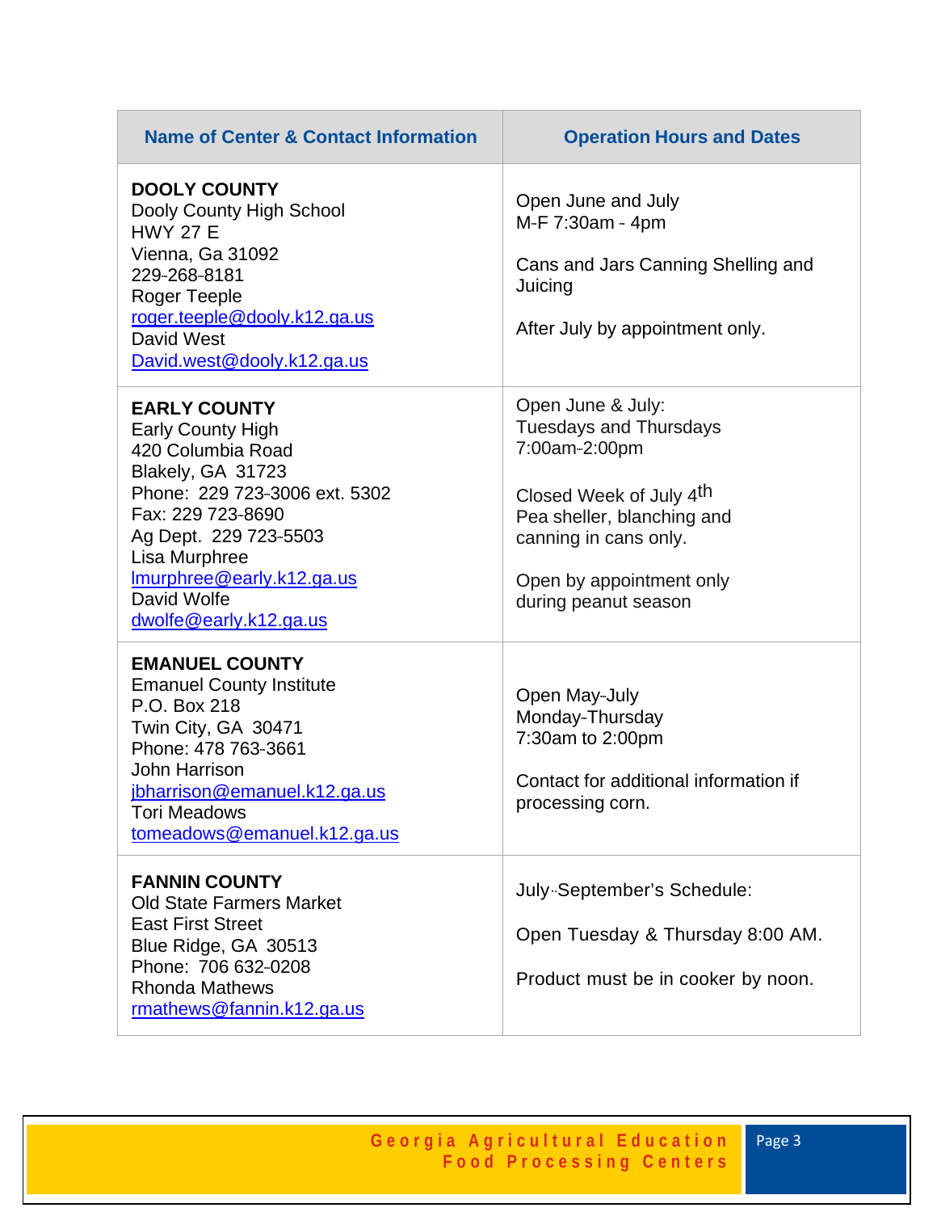| Name of Center & Contact Information | Operation Hours and Dates |
|---|---|
| **DOOLY COUNTY**<br>Dooly County High School<br>HWY 27 E<br>Vienna, Ga 31092<br>229-268-8181<br>Roger Teeple<br>roger.teeple@dooly.k12.ga.us<br>David West<br>David.west@dooly.k12.ga.us | Open June and July<br>M-F 7:30am - 4pm<br><br>Cans and Jars Canning Shelling and Juicing<br><br>After July by appointment only. |
| **EARLY COUNTY**<br>Early County High<br>420 Columbia Road<br>Blakely, GA 31723<br>Phone: 229 723-3006 ext. 5302<br>Fax: 229 723-8690<br>Ag Dept. 229 723-5503<br>Lisa Murphree<br>lmurphree@early.k12.ga.us<br>David Wolfe<br>dwolfe@early.k12.ga.us | Open June & July:<br>Tuesdays and Thursdays<br>7:00am-2:00pm<br><br>Closed Week of July 4th<br>Pea sheller, blanching and canning in cans only.<br><br>Open by appointment only during peanut season |
| **EMANUEL COUNTY**<br>Emanuel County Institute<br>P.O. Box 218<br>Twin City, GA 30471<br>Phone: 478 763-3661<br>John Harrison<br>jbharrison@emanuel.k12.ga.us<br>Tori Meadows<br>tomeadows@emanuel.k12.ga.us | Open May-July<br>Monday-Thursday<br>7:30am to 2:00pm<br><br>Contact for additional information if processing corn. |
| **FANNIN COUNTY**<br>Old State Farmers Market<br>East First Street<br>Blue Ridge, GA 30513<br>Phone: 706 632-0208<br>Rhonda Mathews<br>rmathews@fannin.k12.ga.us | July-September's Schedule:<br><br>Open Tuesday & Thursday 8:00 AM.<br><br>Product must be in cooker by noon. |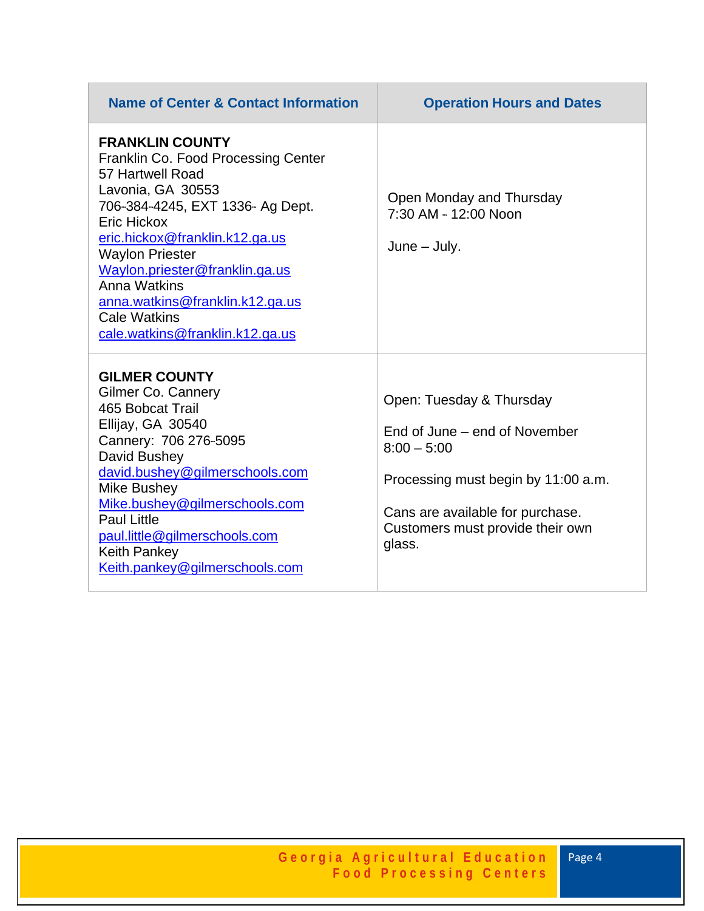| Name of Center & Contact Information | Operation Hours and Dates |
|---|---|
| **FRANKLIN COUNTY**<br>Franklin Co. Food Processing Center<br>57 Hartwell Road<br>Lavonia, GA 30553<br>706-384-4245, EXT 1336- Ag Dept.<br>Eric Hickox<br>eric.hickox@franklin.k12.ga.us<br>Waylon Priester<br>Waylon.priester@franklin.ga.us<br>Anna Watkins<br>anna.watkins@franklin.k12.ga.us<br>Cale Watkins<br>cale.watkins@franklin.k12.ga.us | Open Monday and Thursday<br>7:30 AM - 12:00 Noon<br><br>June – July. |
| **GILMER COUNTY**<br>Gilmer Co. Cannery<br>465 Bobcat Trail<br>Ellijay, GA 30540<br>Cannery: 706 276-5095<br>David Bushey<br>david.bushey@gilmerschools.com<br>Mike Bushey<br>Mike.bushey@gilmerschools.com<br>Paul Little<br>paul.little@gilmerschools.com<br>Keith Pankey<br>Keith.pankey@gilmerschools.com | Open: Tuesday & Thursday<br><br>End of June – end of November<br>8:00 – 5:00<br><br>Processing must begin by 11:00 a.m.<br><br>Cans are available for purchase. Customers must provide their own glass. |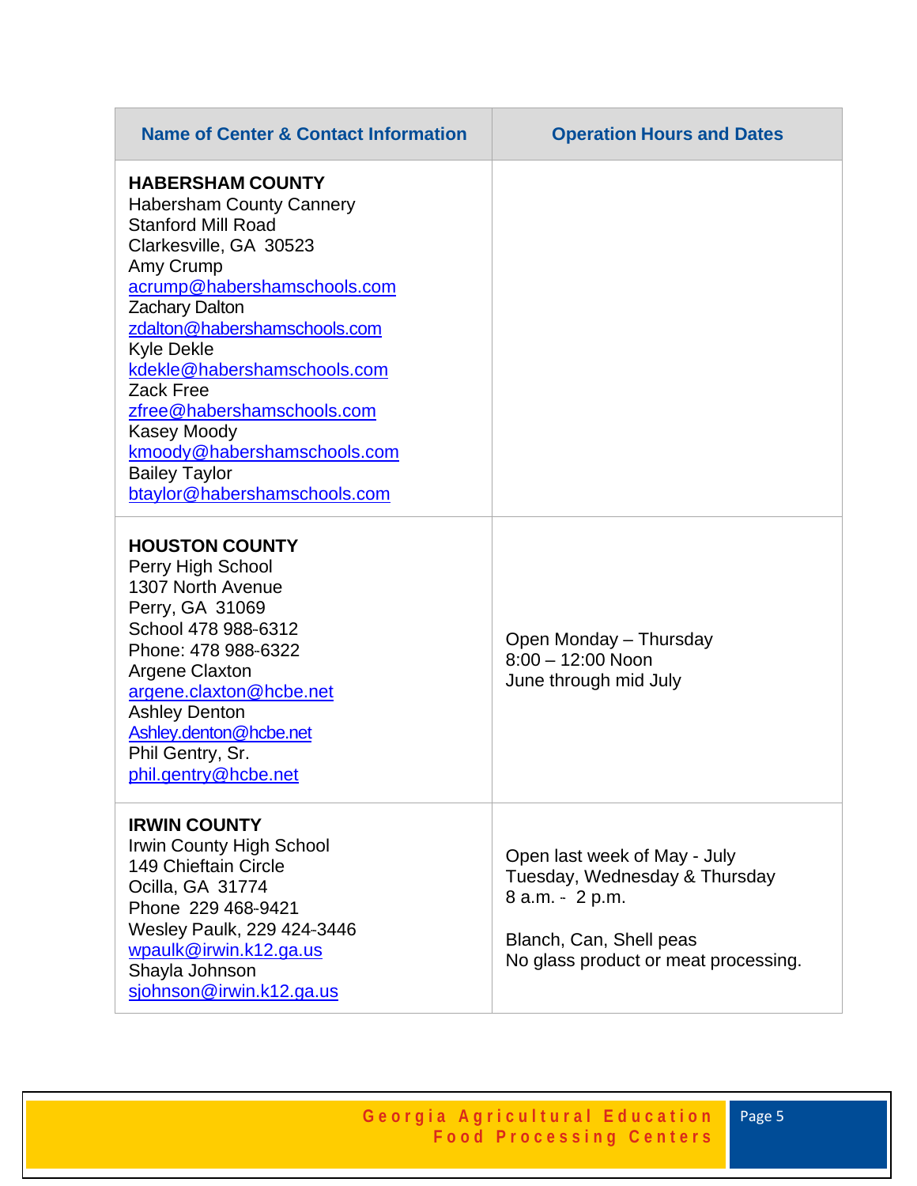| Name of Center & Contact Information | Operation Hours and Dates |
|---|---|
| **HABERSHAM COUNTY**<br>Habersham County Cannery<br>Stanford Mill Road<br>Clarkesville, GA 30523<br>Amy Crump<br>acrump@habershamschools.com<br>Zachary Dalton<br>zdalton@habershamschools.com<br>Kyle Dekle<br>kdekle@habershamschools.com<br>Zack Free<br>zfree@habershamschools.com<br>Kasey Moody<br>kmoody@habershamschools.com<br>Bailey Taylor<br>btaylor@habershamschools.com | |
| **HOUSTON COUNTY**<br>Perry High School<br>1307 North Avenue<br>Perry, GA 31069<br>School 478 988-6312<br>Phone: 478 988-6322<br>Argene Claxton<br>argene.claxton@hcbe.net<br>Ashley Denton<br>Ashley.denton@hcbe.net<br>Phil Gentry, Sr.<br>phil.gentry@hcbe.net | Open Monday – Thursday<br>8:00 – 12:00 Noon<br>June through mid July |
| **IRWIN COUNTY**<br>Irwin County High School<br>149 Chieftain Circle<br>Ocilla, GA 31774<br>Phone 229 468-9421<br>Wesley Paulk, 229 424-3446<br>wpaulk@irwin.k12.ga.us<br>Shayla Johnson<br>sjohnson@irwin.k12.ga.us | Open last week of May - July<br>Tuesday, Wednesday & Thursday<br>8 a.m. - 2 p.m.<br><br>Blanch, Can, Shell peas<br>No glass product or meat processing. |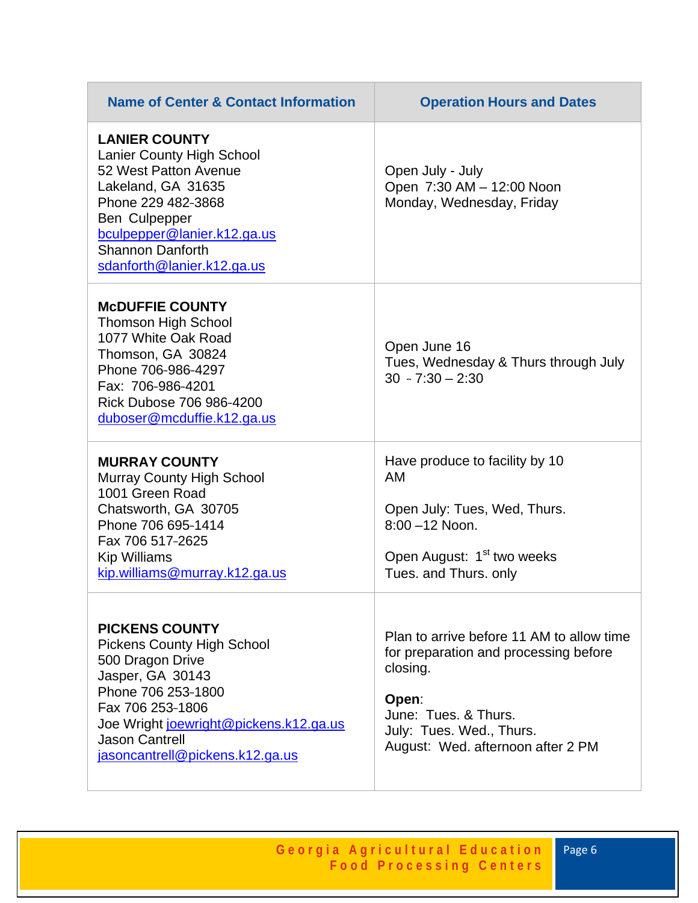| Name of Center & Contact Information | Operation Hours and Dates |
|---|---|
| **LANIER COUNTY**<br>Lanier County High School<br>52 West Patton Avenue<br>Lakeland, GA 31635<br>Phone 229 482-3868<br>Ben Culpepper<br>bculpepper@lanier.k12.ga.us<br>Shannon Danforth<br>sdanforth@lanier.k12.ga.us | Open July - July<br>Open 7:30 AM – 12:00 Noon<br>Monday, Wednesday, Friday |
| **McDUFFIE COUNTY**<br>Thomson High School<br>1077 White Oak Road<br>Thomson, GA 30824<br>Phone 706-986-4297<br>Fax: 706-986-4201<br>Rick Dubose 706 986-4200<br>duboser@mcduffie.k12.ga.us | Open June 16<br>Tues, Wednesday & Thurs through July 30 - 7:30 – 2:30 |
| **MURRAY COUNTY**<br>Murray County High School<br>1001 Green Road<br>Chatsworth, GA 30705<br>Phone 706 695-1414<br>Fax 706 517-2625<br>Kip Williams<br>kip.williams@murray.k12.ga.us | Have produce to facility by 10 AM<br><br>Open July: Tues, Wed, Thurs. 8:00 –12 Noon.<br><br>Open August: 1st two weeks Tues. and Thurs. only |
| **PICKENS COUNTY**<br>Pickens County High School<br>500 Dragon Drive<br>Jasper, GA 30143<br>Phone 706 253-1800<br>Fax 706 253-1806<br>Joe Wright joewright@pickens.k12.ga.us<br>Jason Cantrell<br>jasoncantrell@pickens.k12.ga.us | Plan to arrive before 11 AM to allow time for preparation and processing before closing.<br><br>**Open**:<br>June: Tues. & Thurs.<br>July: Tues. Wed., Thurs.<br>August: Wed. afternoon after 2 PM |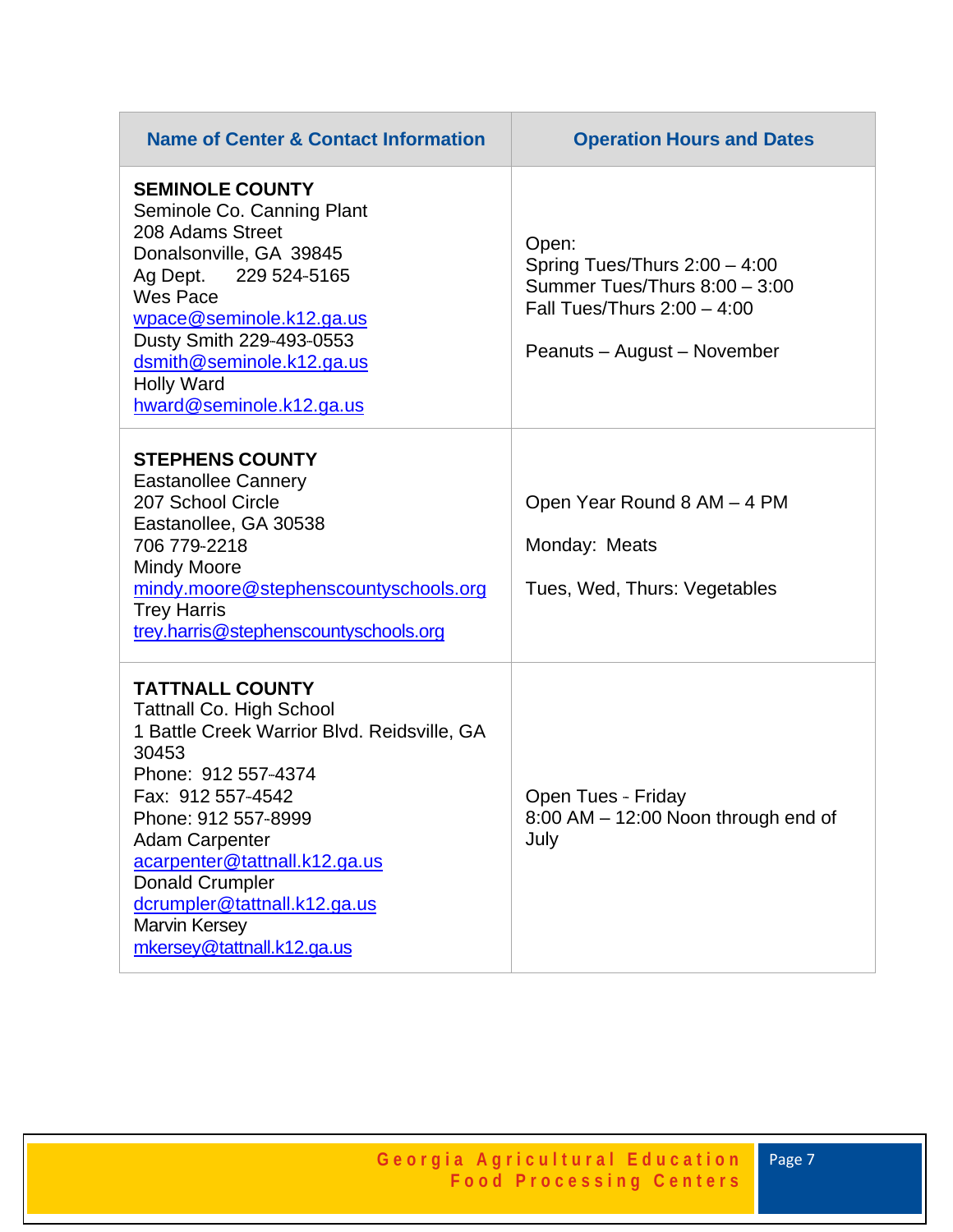| Name of Center & Contact Information | Operation Hours and Dates |
|---|---|
| **SEMINOLE COUNTY**<br>Seminole Co. Canning Plant<br>208 Adams Street<br>Donalsonville, GA 39845<br>Ag Dept. 229 524-5165<br>Wes Pace<br>wpace@seminole.k12.ga.us<br>Dusty Smith 229-493-0553<br>dsmith@seminole.k12.ga.us<br>Holly Ward<br>hward@seminole.k12.ga.us | Open:<br>Spring Tues/Thurs 2:00 – 4:00<br>Summer Tues/Thurs 8:00 – 3:00<br>Fall Tues/Thurs 2:00 – 4:00<br><br>Peanuts – August – November |
| **STEPHENS COUNTY**<br>Eastanollee Cannery<br>207 School Circle<br>Eastanollee, GA 30538<br>706 779-2218<br>Mindy Moore<br>mindy.moore@stephenscountyschools.org<br>Trey Harris<br>trey.harris@stephenscountyschools.org | Open Year Round 8 AM – 4 PM<br><br>Monday: Meats<br><br>Tues, Wed, Thurs: Vegetables |
| **TATTNALL COUNTY**<br>Tattnall Co. High School<br>1 Battle Creek Warrior Blvd. Reidsville, GA 30453<br>Phone: 912 557-4374<br>Fax: 912 557-4542<br>Phone: 912 557-8999<br>Adam Carpenter<br>acarpenter@tattnall.k12.ga.us<br>Donald Crumpler<br>dcrumpler@tattnall.k12.ga.us<br>Marvin Kersey<br>mkersey@tattnall.k12.ga.us | Open Tues - Friday<br>8:00 AM – 12:00 Noon through end of July |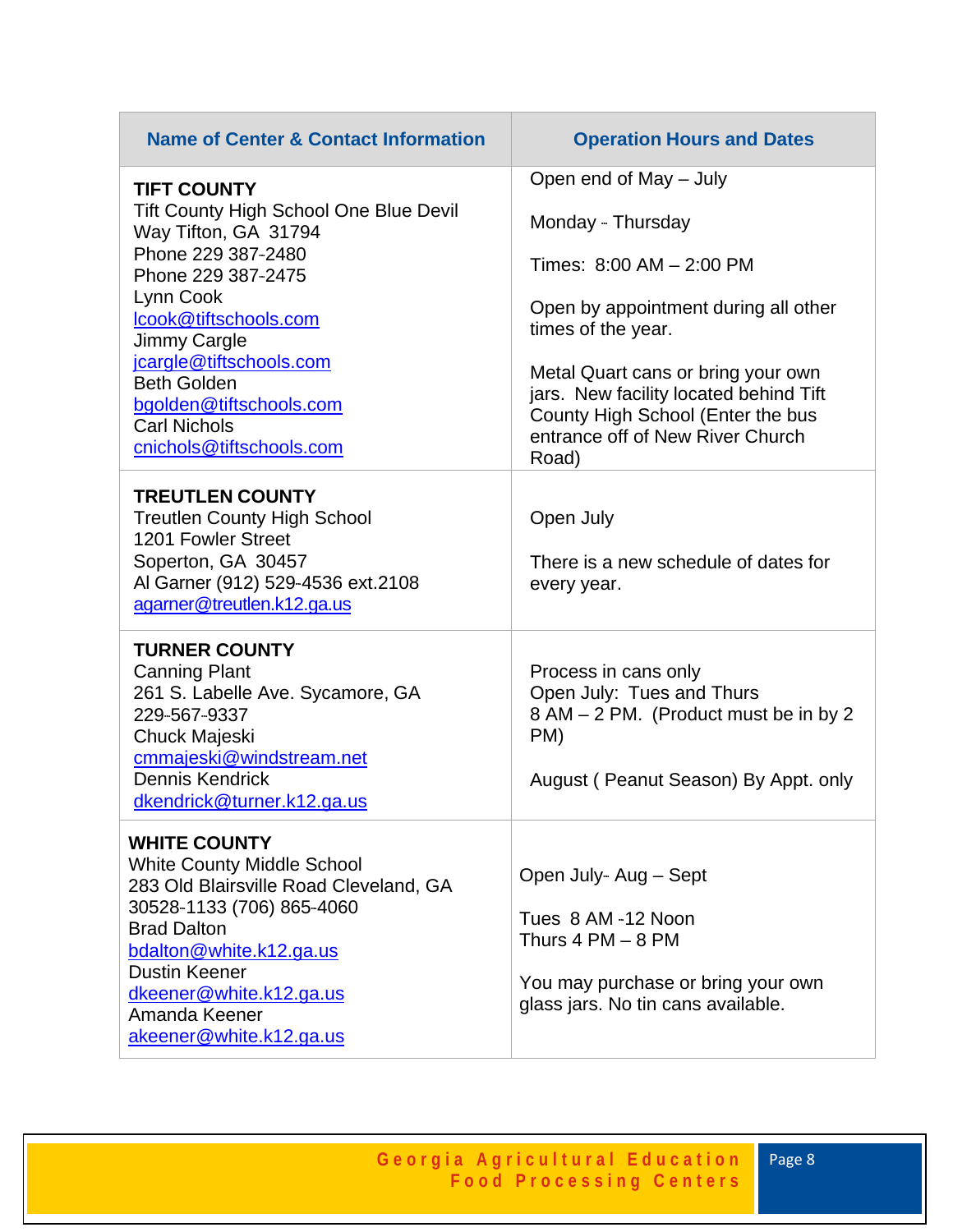| Name of Center & Contact Information | Operation Hours and Dates |
|---|---|
| **TIFT COUNTY**<br>Tift County High School One Blue Devil Way Tifton, GA 31794<br>Phone 229 387-2480<br>Phone 229 387-2475<br>Lynn Cook<br>lcook@tiftschools.com<br>Jimmy Cargle<br>jcargle@tiftschools.com<br>Beth Golden<br>bgolden@tiftschools.com<br>Carl Nichols<br>cnichols@tiftschools.com | Open end of May – July<br><br>Monday - Thursday<br><br>Times: 8:00 AM – 2:00 PM<br><br>Open by appointment during all other times of the year.<br><br>Metal Quart cans or bring your own jars. New facility located behind Tift County High School (Enter the bus entrance off of New River Church Road) |
| **TREUTLEN COUNTY**<br>Treutlen County High School<br>1201 Fowler Street<br>Soperton, GA 30457<br>Al Garner (912) 529-4536 ext.2108<br>agarner@treutlen.k12.ga.us | Open July<br><br>There is a new schedule of dates for every year. |
| **TURNER COUNTY**<br>Canning Plant<br>261 S. Labelle Ave. Sycamore, GA<br>229-567-9337<br>Chuck Majeski<br>cmmajeski@windstream.net<br>Dennis Kendrick<br>dkendrick@turner.k12.ga.us | Process in cans only<br>Open July: Tues and Thurs<br>8 AM – 2 PM. (Product must be in by 2 PM)<br><br>August ( Peanut Season) By Appt. only |
| **WHITE COUNTY**<br>White County Middle School<br>283 Old Blairsville Road Cleveland, GA 30528-1133 (706) 865-4060<br>Brad Dalton<br>bdalton@white.k12.ga.us<br>Dustin Keener<br>dkeener@white.k12.ga.us<br>Amanda Keener<br>akeener@white.k12.ga.us | Open July- Aug – Sept<br><br>Tues 8 AM -12 Noon<br>Thurs 4 PM – 8 PM<br><br>You may purchase or bring your own glass jars. No tin cans available. |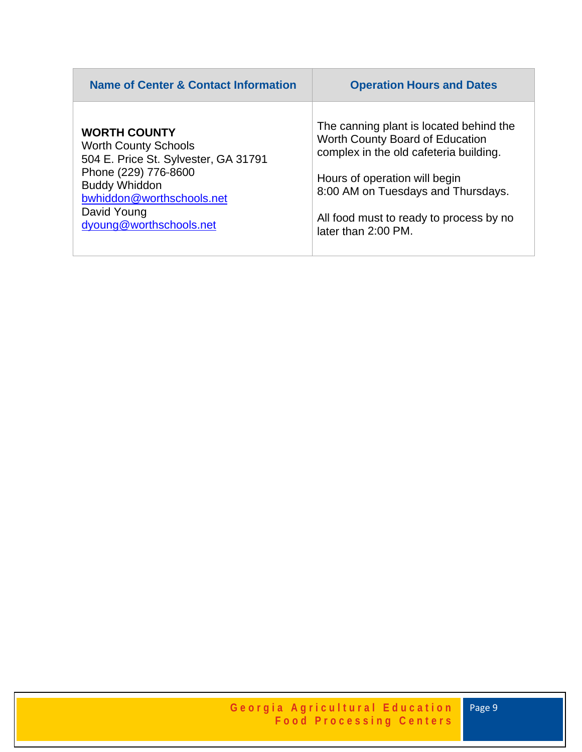| Name of Center & Contact Information | Operation Hours and Dates |
|---|---|
| **WORTH COUNTY**<br>Worth County Schools<br>504 E. Price St. Sylvester, GA 31791<br>Phone (229) 776-8600<br>Buddy Whiddon<br>bwhiddon@worthschools.net<br>David Young<br>dyoung@worthschools.net | The canning plant is located behind the Worth County Board of Education complex in the old cafeteria building.<br><br>Hours of operation will begin 8:00 AM on Tuesdays and Thursdays.<br><br>All food must to ready to process by no later than 2:00 PM. |